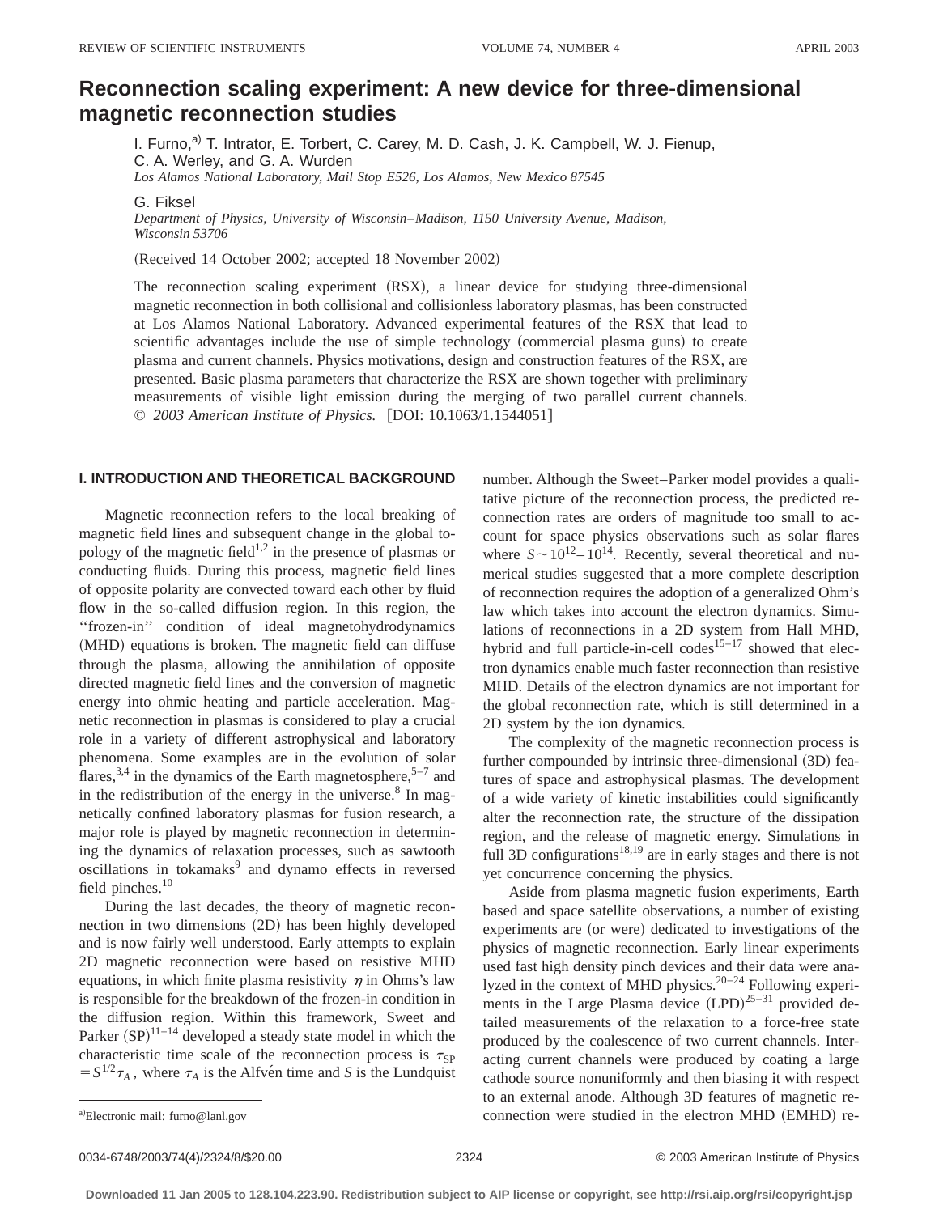# Reconnection scaling experiment: A new device for three-dimensional magnetic reconnection studies

I. Furno,[a] T. Intrator, E. Torbert, C. Carey, M. D. Cash, J. K. Campbell, W. J. Fienup, C. A. Werley, and G. A. Wurden
*Los Alamos National Laboratory, Mail Stop E526, Los Alamos, New Mexico 87545*

G. Fiksel
*Department of Physics, University of Wisconsin–Madison, 1150 University Avenue, Madison, Wisconsin 53706*

(Received 14 October 2002; accepted 18 November 2002)

The reconnection scaling experiment (RSX), a linear device for studying three-dimensional magnetic reconnection in both collisional and collisionless laboratory plasmas, has been constructed at Los Alamos National Laboratory. Advanced experimental features of the RSX that lead to scientific advantages include the use of simple technology (commercial plasma guns) to create plasma and current channels. Physics motivations, design and construction features of the RSX, are presented. Basic plasma parameters that characterize the RSX are shown together with preliminary measurements of visible light emission during the merging of two parallel current channels. © *2003 American Institute of Physics.* [DOI: 10.1063/1.1544051]

## I. INTRODUCTION AND THEORETICAL BACKGROUND

Magnetic reconnection refers to the local breaking of magnetic field lines and subsequent change in the global topology of the magnetic field[1,2] in the presence of plasmas or conducting fluids. During this process, magnetic field lines of opposite polarity are convected toward each other by fluid flow in the so-called diffusion region. In this region, the ''frozen-in'' condition of ideal magnetohydrodynamics (MHD) equations is broken. The magnetic field can diffuse through the plasma, allowing the annihilation of opposite directed magnetic field lines and the conversion of magnetic energy into ohmic heating and particle acceleration. Magnetic reconnection in plasmas is considered to play a crucial role in a variety of different astrophysical and laboratory phenomena. Some examples are in the evolution of solar flares,[3,4] in the dynamics of the Earth magnetosphere,[5–7] and in the redistribution of the energy in the universe.[8] In magnetically confined laboratory plasmas for fusion research, a major role is played by magnetic reconnection in determining the dynamics of relaxation processes, such as sawtooth oscillations in tokamaks[9] and dynamo effects in reversed field pinches.[10]

During the last decades, the theory of magnetic reconnection in two dimensions (2D) has been highly developed and is now fairly well understood. Early attempts to explain 2D magnetic reconnection were based on resistive MHD equations, in which finite plasma resistivity $\eta$ in Ohms's law is responsible for the breakdown of the frozen-in condition in the diffusion region. Within this framework, Sweet and Parker (SP)[11–14] developed a steady state model in which the characteristic time scale of the reconnection process is $\tau_{SP} = S^{1/2}\tau_A$, where $\tau_A$ is the Alfvén time and $S$ is the Lundquist number. Although the Sweet–Parker model provides a qualitative picture of the reconnection process, the predicted reconnection rates are orders of magnitude too small to account for space physics observations such as solar flares where $S \sim 10^{12}–10^{14}$. Recently, several theoretical and numerical studies suggested that a more complete description of reconnection requires the adoption of a generalized Ohm's law which takes into account the electron dynamics. Simulations of reconnections in a 2D system from Hall MHD, hybrid and full particle-in-cell codes[15–17] showed that electron dynamics enable much faster reconnection than resistive MHD. Details of the electron dynamics are not important for the global reconnection rate, which is still determined in a 2D system by the ion dynamics.

The complexity of the magnetic reconnection process is further compounded by intrinsic three-dimensional (3D) features of space and astrophysical plasmas. The development of a wide variety of kinetic instabilities could significantly alter the reconnection rate, the structure of the dissipation region, and the release of magnetic energy. Simulations in full 3D configurations[18,19] are in early stages and there is not yet concurrence concerning the physics.

Aside from plasma magnetic fusion experiments, Earth based and space satellite observations, a number of existing experiments are (or were) dedicated to investigations of the physics of magnetic reconnection. Early linear experiments used fast high density pinch devices and their data were analyzed in the context of MHD physics.[20–24] Following experiments in the Large Plasma device (LPD)[25–31] provided detailed measurements of the relaxation to a force-free state produced by the coalescence of two current channels. Interacting current channels were produced by coating a large cathode source nonuniformly and then biasing it with respect to an external anode. Although 3D features of magnetic reconnection were studied in the electron MHD (EMHD) re-

[a]Electronic mail: furno@lanl.gov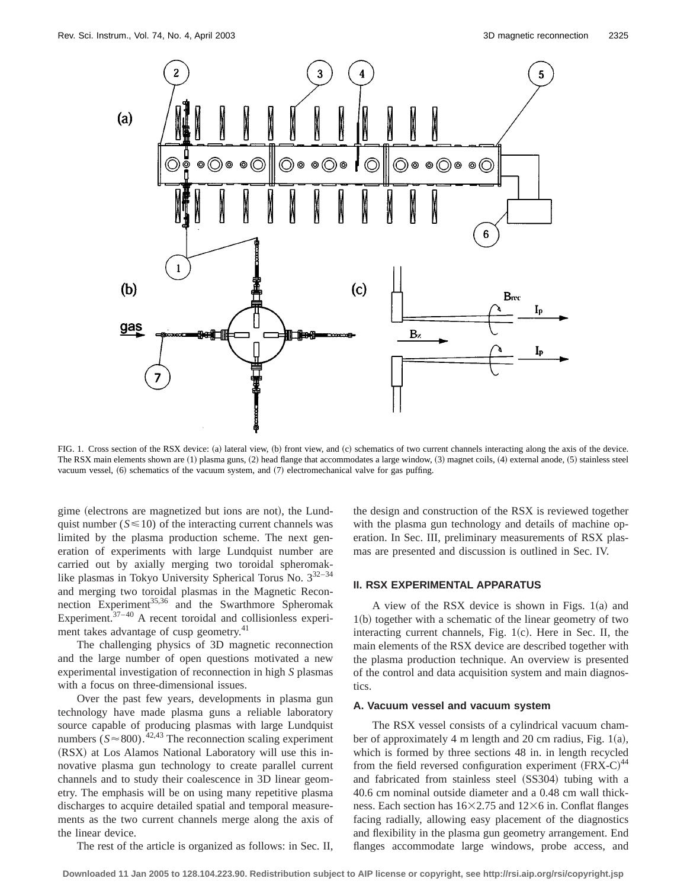FIG. 1. Cross section of the RSX device: (a) lateral view, (b) front view, and (c) schematics of two current channels interacting along the axis of the device. The RSX main elements shown are (1) plasma guns, (2) head flange that accommodates a large window, (3) magnet coils, (4) external anode, (5) stainless steel vacuum vessel, (6) schematics of the vacuum system, and (7) electromechanical valve for gas puffing.

gime (electrons are magnetized but ions are not), the Lundquist number ($S \leqslant 10$) of the interacting current channels was limited by the plasma production scheme. The next generation of experiments with large Lundquist number are carried out by axially merging two toroidal spheromak-like plasmas in Tokyo University Spherical Torus No. 3[32–34] and merging two toroidal plasmas in the Magnetic Reconnection Experiment[35,36] and the Swarthmore Spheromak Experiment.[37–40] A recent toroidal and collisionless experiment takes advantage of cusp geometry.[41]

The challenging physics of 3D magnetic reconnection and the large number of open questions motivated a new experimental investigation of reconnection in high $S$ plasmas with a focus on three-dimensional issues.

Over the past few years, developments in plasma gun technology have made plasma guns a reliable laboratory source capable of producing plasmas with large Lundquist numbers ($S \approx 800$).[42,43] The reconnection scaling experiment (RSX) at Los Alamos National Laboratory will use this innovative plasma gun technology to create parallel current channels and to study their coalescence in 3D linear geometry. The emphasis will be on using many repetitive plasma discharges to acquire detailed spatial and temporal measurements as the two current channels merge along the axis of the linear device.

The rest of the article is organized as follows: in Sec. II, the design and construction of the RSX is reviewed together with the plasma gun technology and details of machine operation. In Sec. III, preliminary measurements of RSX plasmas are presented and discussion is outlined in Sec. IV.

## II. RSX EXPERIMENTAL APPARATUS

A view of the RSX device is shown in Figs. 1(a) and 1(b) together with a schematic of the linear geometry of two interacting current channels, Fig. 1(c). Here in Sec. II, the main elements of the RSX device are described together with the plasma production technique. An overview is presented of the control and data acquisition system and main diagnostics.

### A. Vacuum vessel and vacuum system

The RSX vessel consists of a cylindrical vacuum chamber of approximately 4 m length and 20 cm radius, Fig. 1(a), which is formed by three sections 48 in. in length recycled from the field reversed configuration experiment (FRX-C)[44] and fabricated from stainless steel (SS304) tubing with a 40.6 cm nominal outside diameter and a 0.48 cm wall thickness. Each section has 16×2.75 and 12×6 in. Conflat flanges facing radially, allowing easy placement of the diagnostics and flexibility in the plasma gun geometry arrangement. End flanges accommodate large windows, probe access, and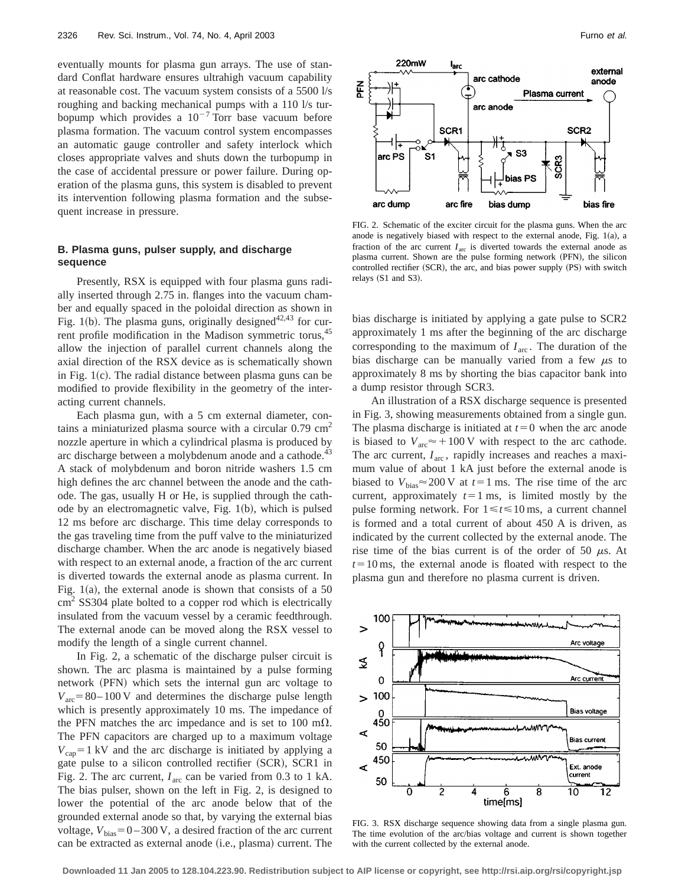eventually mounts for plasma gun arrays. The use of standard Conflat hardware ensures ultrahigh vacuum capability at reasonable cost. The vacuum system consists of a 5500 l/s roughing and backing mechanical pumps with a 110 l/s turbopump which provides a $10^{-7}$ Torr base vacuum before plasma formation. The vacuum control system encompasses an automatic gauge controller and safety interlock which closes appropriate valves and shuts down the turbopump in the case of accidental pressure or power failure. During operation of the plasma guns, this system is disabled to prevent its intervention following plasma formation and the subsequent increase in pressure.

### B. Plasma guns, pulser supply, and discharge sequence

Presently, RSX is equipped with four plasma guns radially inserted through 2.75 in. flanges into the vacuum chamber and equally spaced in the poloidal direction as shown in Fig. 1(b). The plasma guns, originally designed[42,43] for current profile modification in the Madison symmetric torus,[45] allow the injection of parallel current channels along the axial direction of the RSX device as is schematically shown in Fig. 1(c). The radial distance between plasma guns can be modified to provide flexibility in the geometry of the interacting current channels.

Each plasma gun, with a 5 cm external diameter, contains a miniaturized plasma source with a circular 0.79 $cm^2$ nozzle aperture in which a cylindrical plasma is produced by arc discharge between a molybdenum anode and a cathode.[43] A stack of molybdenum and boron nitride washers 1.5 cm high defines the arc channel between the anode and the cathode. The gas, usually H or He, is supplied through the cathode by an electromagnetic valve, Fig. 1(b), which is pulsed 12 ms before arc discharge. This time delay corresponds to the gas traveling time from the puff valve to the miniaturized discharge chamber. When the arc anode is negatively biased with respect to an external anode, a fraction of the arc current is diverted towards the external anode as plasma current. In Fig. 1(a), the external anode is shown that consists of a 50 $cm^2$ SS304 plate bolted to a copper rod which is electrically insulated from the vacuum vessel by a ceramic feedthrough. The external anode can be moved along the RSX vessel to modify the length of a single current channel.

In Fig. 2, a schematic of the discharge pulser circuit is shown. The arc plasma is maintained by a pulse forming network (PFN) which sets the internal gun arc voltage to $V_{arc}=80-100$ V and determines the discharge pulse length which is presently approximately 10 ms. The impedance of the PFN matches the arc impedance and is set to 100 m$\Omega$. The PFN capacitors are charged up to a maximum voltage $V_{cap}=1$ kV and the arc discharge is initiated by applying a gate pulse to a silicon controlled rectifier (SCR), SCR1 in Fig. 2. The arc current, $I_{arc}$ can be varied from 0.3 to 1 kA. The bias pulser, shown on the left in Fig. 2, is designed to lower the potential of the arc anode below that of the grounded external anode so that, by varying the external bias voltage, $V_{bias}=0-300$ V, a desired fraction of the arc current can be extracted as external anode (i.e., plasma) current. The bias discharge is initiated by applying a gate pulse to SCR2 approximately 1 ms after the beginning of the arc discharge corresponding to the maximum of $I_{arc}$. The duration of the bias discharge can be manually varied from a few $\mu$s to approximately 8 ms by shorting the bias capacitor bank into a dump resistor through SCR3.

FIG. 2. Schematic of the exciter circuit for the plasma guns. When the arc anode is negatively biased with respect to the external anode, Fig. 1(a), a fraction of the arc current $I_{arc}$ is diverted towards the external anode as plasma current. Shown are the pulse forming network (PFN), the silicon controlled rectifier (SCR), the arc, and bias power supply (PS) with switch relays (S1 and S3).

An illustration of a RSX discharge sequence is presented in Fig. 3, showing measurements obtained from a single gun. The plasma discharge is initiated at $t=0$ when the arc anode is biased to $V_{arc}\approx+100$ V with respect to the arc cathode. The arc current, $I_{arc}$, rapidly increases and reaches a maximum value of about 1 kA just before the external anode is biased to $V_{bias}\approx 200$ V at $t=1$ ms. The rise time of the arc current, approximately $t=1$ ms, is limited mostly by the pulse forming network. For $1\leqslant t\leqslant 10$ ms, a current channel is formed and a total current of about 450 A is driven, as indicated by the current collected by the external anode. The rise time of the bias current is of the order of 50 $\mu$s. At $t=10$ ms, the external anode is floated with respect to the plasma gun and therefore no plasma current is driven.

FIG. 3. RSX discharge sequence showing data from a single plasma gun. The time evolution of the arc/bias voltage and current is shown together with the current collected by the external anode.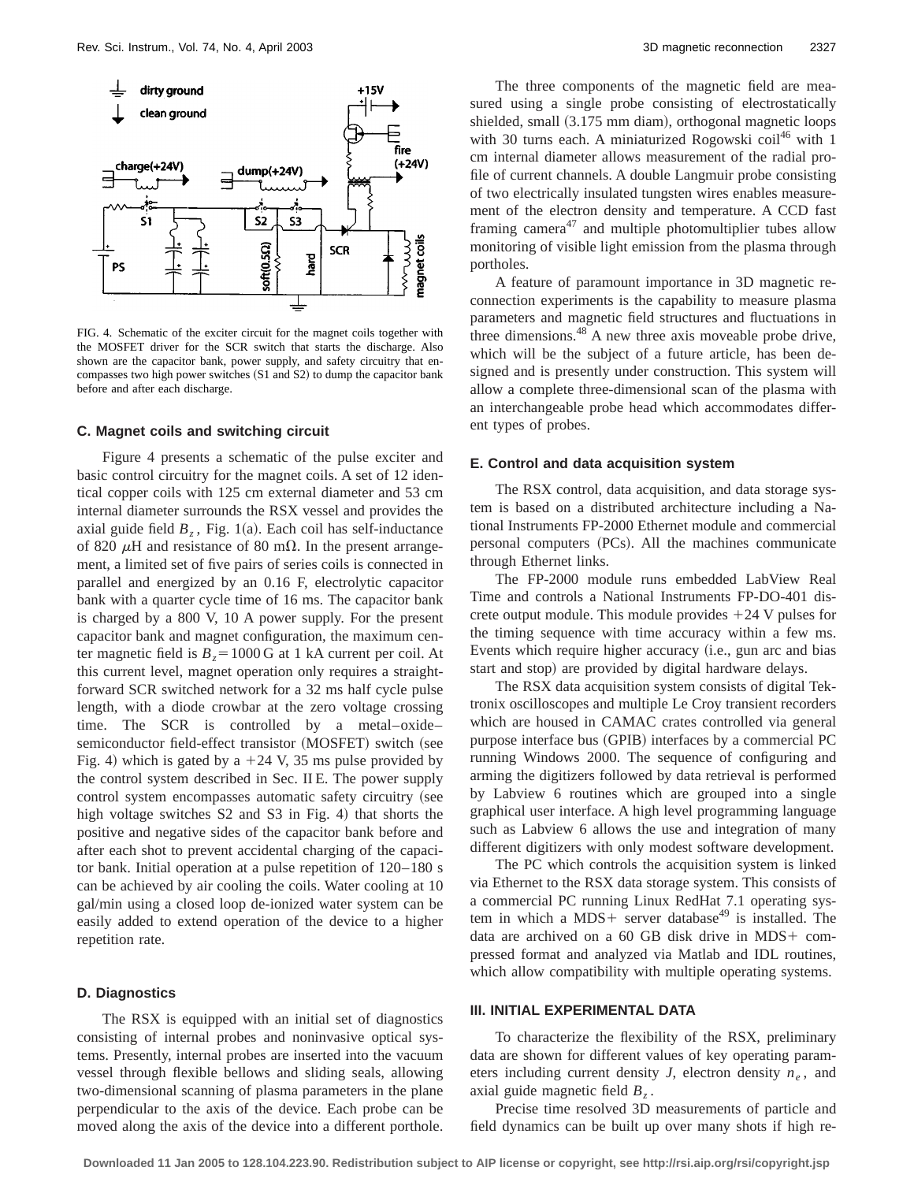FIG. 4. Schematic of the exciter circuit for the magnet coils together with the MOSFET driver for the SCR switch that starts the discharge. Also shown are the capacitor bank, power supply, and safety circuitry that encompasses two high power switches (S1 and S2) to dump the capacitor bank before and after each discharge.

### C. Magnet coils and switching circuit

Figure 4 presents a schematic of the pulse exciter and basic control circuitry for the magnet coils. A set of 12 identical copper coils with 125 cm external diameter and 53 cm internal diameter surrounds the RSX vessel and provides the axial guide field $B_z$, Fig. 1(a). Each coil has self-inductance of 820 $\mu$H and resistance of 80 m$\Omega$. In the present arrangement, a limited set of five pairs of series coils is connected in parallel and energized by an 0.16 F, electrolytic capacitor bank with a quarter cycle time of 16 ms. The capacitor bank is charged by a 800 V, 10 A power supply. For the present capacitor bank and magnet configuration, the maximum center magnetic field is $B_z = 1000$ G at 1 kA current per coil. At this current level, magnet operation only requires a straightforward SCR switched network for a 32 ms half cycle pulse length, with a diode crowbar at the zero voltage crossing time. The SCR is controlled by a metal–oxide–semiconductor field-effect transistor (MOSFET) switch (see Fig. 4) which is gated by a +24 V, 35 ms pulse provided by the control system described in Sec. II E. The power supply control system encompasses automatic safety circuitry (see high voltage switches S2 and S3 in Fig. 4) that shorts the positive and negative sides of the capacitor bank before and after each shot to prevent accidental charging of the capacitor bank. Initial operation at a pulse repetition of 120–180 s can be achieved by air cooling the coils. Water cooling at 10 gal/min using a closed loop de-ionized water system can be easily added to extend operation of the device to a higher repetition rate.

### D. Diagnostics

The RSX is equipped with an initial set of diagnostics consisting of internal probes and noninvasive optical systems. Presently, internal probes are inserted into the vacuum vessel through flexible bellows and sliding seals, allowing two-dimensional scanning of plasma parameters in the plane perpendicular to the axis of the device. Each probe can be moved along the axis of the device into a different porthole.

The three components of the magnetic field are measured using a single probe consisting of electrostatically shielded, small (3.175 mm diam), orthogonal magnetic loops with 30 turns each. A miniaturized Rogowski coil[46] with 1 cm internal diameter allows measurement of the radial profile of current channels. A double Langmuir probe consisting of two electrically insulated tungsten wires enables measurement of the electron density and temperature. A CCD fast framing camera[47] and multiple photomultiplier tubes allow monitoring of visible light emission from the plasma through portholes.

A feature of paramount importance in 3D magnetic reconnection experiments is the capability to measure plasma parameters and magnetic field structures and fluctuations in three dimensions.[48] A new three axis moveable probe drive, which will be the subject of a future article, has been designed and is presently under construction. This system will allow a complete three-dimensional scan of the plasma with an interchangeable probe head which accommodates different types of probes.

### E. Control and data acquisition system

The RSX control, data acquisition, and data storage system is based on a distributed architecture including a National Instruments FP-2000 Ethernet module and commercial personal computers (PCs). All the machines communicate through Ethernet links.

The FP-2000 module runs embedded LabView Real Time and controls a National Instruments FP-DO-401 discrete output module. This module provides +24 V pulses for the timing sequence with time accuracy within a few ms. Events which require higher accuracy (i.e., gun arc and bias start and stop) are provided by digital hardware delays.

The RSX data acquisition system consists of digital Tektronix oscilloscopes and multiple Le Croy transient recorders which are housed in CAMAC crates controlled via general purpose interface bus (GPIB) interfaces by a commercial PC running Windows 2000. The sequence of configuring and arming the digitizers followed by data retrieval is performed by Labview 6 routines which are grouped into a single graphical user interface. A high level programming language such as Labview 6 allows the use and integration of many different digitizers with only modest software development.

The PC which controls the acquisition system is linked via Ethernet to the RSX data storage system. This consists of a commercial PC running Linux RedHat 7.1 operating system in which a MDS+ server database[49] is installed. The data are archived on a 60 GB disk drive in MDS+ compressed format and analyzed via Matlab and IDL routines, which allow compatibility with multiple operating systems.

## III. INITIAL EXPERIMENTAL DATA

To characterize the flexibility of the RSX, preliminary data are shown for different values of key operating parameters including current density $J$, electron density $n_e$, and axial guide magnetic field $B_z$.

Precise time resolved 3D measurements of particle and field dynamics can be built up over many shots if high re-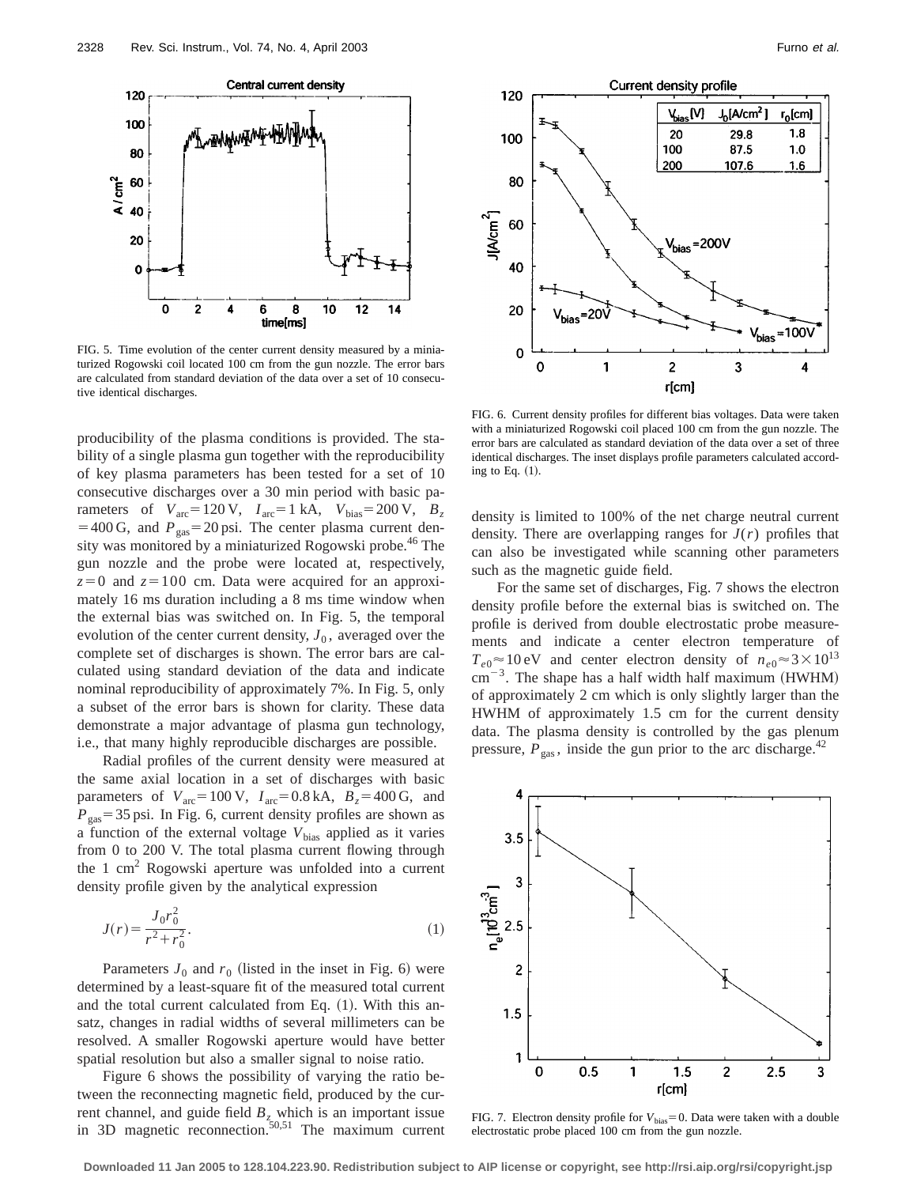FIG. 5. Time evolution of the center current density measured by a miniaturized Rogowski coil located 100 cm from the gun nozzle. The error bars are calculated from standard deviation of the data over a set of 10 consecutive identical discharges.

FIG. 6. Current density profiles for different bias voltages. Data were taken with a miniaturized Rogowski coil placed 100 cm from the gun nozzle. The error bars are calculated as standard deviation of the data over a set of three identical discharges. The inset displays profile parameters calculated according to Eq. (1).

producibility of the plasma conditions is provided. The stability of a single plasma gun together with the reproducibility of key plasma parameters has been tested for a set of 10 consecutive discharges over a 30 min period with basic parameters of $V_{\mathrm{arc}}=120\,\mathrm{V}$, $I_{\mathrm{arc}}=1\,\mathrm{kA}$, $V_{\mathrm{bias}}=200\,\mathrm{V}$, $B_z=400\,\mathrm{G}$, and $P_{\mathrm{gas}}=20\,\mathrm{psi}$. The center plasma current density was monitored by a miniaturized Rogowski probe.[46] The gun nozzle and the probe were located at, respectively, $z=0$ and $z=100$ cm. Data were acquired for an approximately 16 ms duration including a 8 ms time window when the external bias was switched on. In Fig. 5, the temporal evolution of the center current density, $J_0$, averaged over the complete set of discharges is shown. The error bars are calculated using standard deviation of the data and indicate nominal reproducibility of approximately 7%. In Fig. 5, only a subset of the error bars is shown for clarity. These data demonstrate a major advantage of plasma gun technology, i.e., that many highly reproducible discharges are possible.

Radial profiles of the current density were measured at the same axial location in a set of discharges with basic parameters of $V_{\mathrm{arc}}=100\,\mathrm{V}$, $I_{\mathrm{arc}}=0.8\,\mathrm{kA}$, $B_z=400\,\mathrm{G}$, and $P_{\mathrm{gas}}=35\,\mathrm{psi}$. In Fig. 6, current density profiles are shown as a function of the external voltage $V_{\mathrm{bias}}$ applied as it varies from 0 to 200 V. The total plasma current flowing through the 1 $\mathrm{cm}^2$ Rogowski aperture was unfolded into a current density profile given by the analytical expression

$$J(r)=\frac{J_0 r_0^2}{r^2+r_0^2}. \tag{1}$$

Parameters $J_0$ and $r_0$ (listed in the inset in Fig. 6) were determined by a least-square fit of the measured total current and the total current calculated from Eq. (1). With this ansatz, changes in radial widths of several millimeters can be resolved. A smaller Rogowski aperture would have better spatial resolution but also a smaller signal to noise ratio.

Figure 6 shows the possibility of varying the ratio between the reconnecting magnetic field, produced by the current channel, and guide field $B_z$ which is an important issue in 3D magnetic reconnection.[50,51] The maximum current density is limited to 100% of the net charge neutral current density. There are overlapping ranges for $J(r)$ profiles that can also be investigated while scanning other parameters such as the magnetic guide field.

For the same set of discharges, Fig. 7 shows the electron density profile before the external bias is switched on. The profile is derived from double electrostatic probe measurements and indicate a center electron temperature of $T_{e0}\approx 10\,\mathrm{eV}$ and center electron density of $n_{e0}\approx 3\times 10^{13}\,\mathrm{cm}^{-3}$. The shape has a half width half maximum (HWHM) of approximately 2 cm which is only slightly larger than the HWHM of approximately 1.5 cm for the current density data. The plasma density is controlled by the gas plenum pressure, $P_{\mathrm{gas}}$, inside the gun prior to the arc discharge.[42]

FIG. 7. Electron density profile for $V_{\mathrm{bias}}=0$. Data were taken with a double electrostatic probe placed 100 cm from the gun nozzle.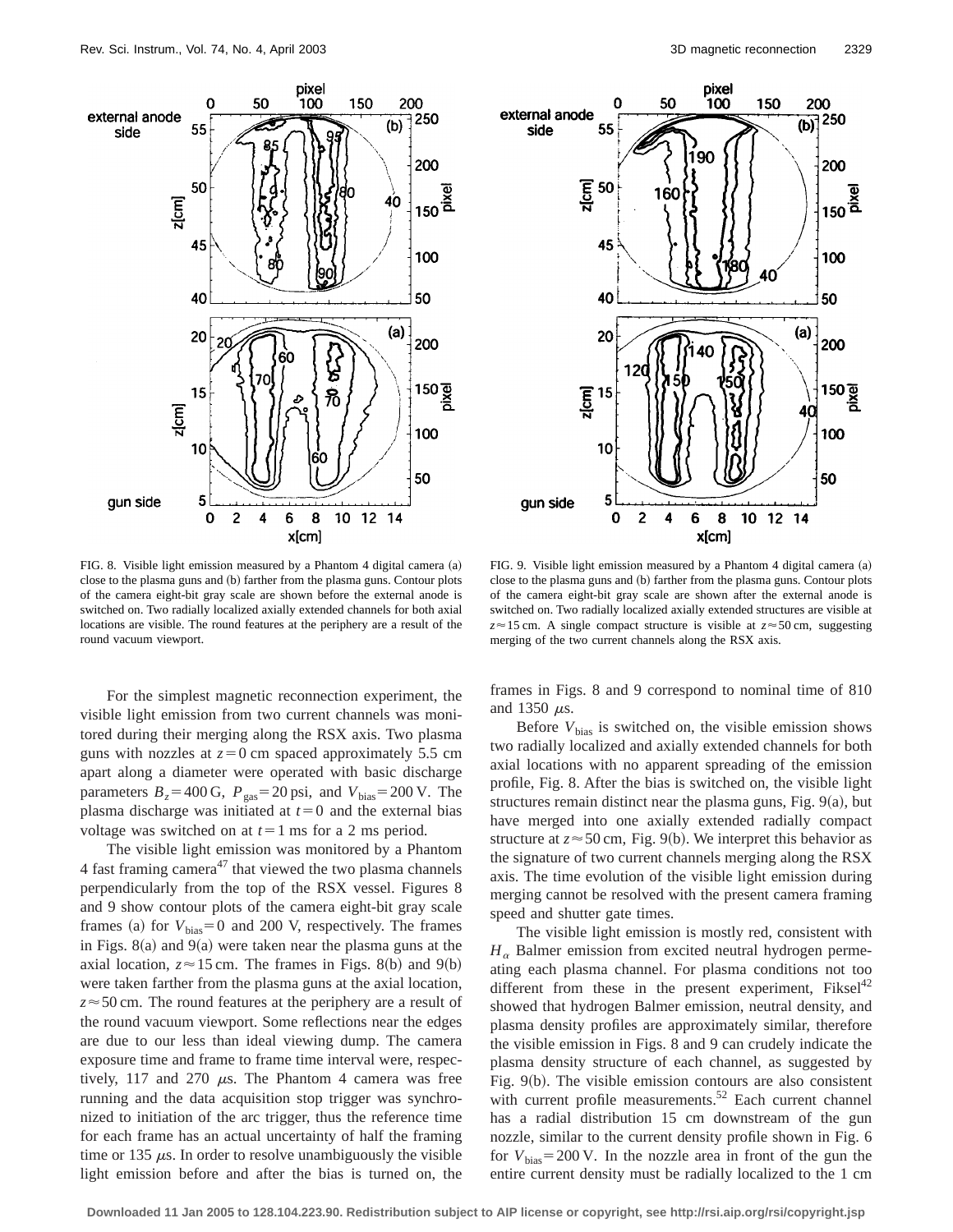FIG. 8. Visible light emission measured by a Phantom 4 digital camera (a) close to the plasma guns and (b) farther from the plasma guns. Contour plots of the camera eight-bit gray scale are shown before the external anode is switched on. Two radially localized axially extended channels for both axial locations are visible. The round features at the periphery are a result of the round vacuum viewport.

FIG. 9. Visible light emission measured by a Phantom 4 digital camera (a) close to the plasma guns and (b) farther from the plasma guns. Contour plots of the camera eight-bit gray scale are shown after the external anode is switched on. Two radially localized axially extended structures are visible at $z \approx 15$ cm. A single compact structure is visible at $z \approx 50$ cm, suggesting merging of the two current channels along the RSX axis.

For the simplest magnetic reconnection experiment, the visible light emission from two current channels was monitored during their merging along the RSX axis. Two plasma guns with nozzles at $z=0$ cm spaced approximately 5.5 cm apart along a diameter were operated with basic discharge parameters $B_z=400$ G, $P_{\rm gas}=20$ psi, and $V_{\rm bias}=200$ V. The plasma discharge was initiated at $t=0$ and the external bias voltage was switched on at $t=1$ ms for a 2 ms period.

The visible light emission was monitored by a Phantom 4 fast framing camera[47] that viewed the two plasma channels perpendicularly from the top of the RSX vessel. Figures 8 and 9 show contour plots of the camera eight-bit gray scale frames (a) for $V_{\rm bias}=0$ and 200 V, respectively. The frames in Figs. 8(a) and 9(a) were taken near the plasma guns at the axial location, $z \approx 15$ cm. The frames in Figs. 8(b) and 9(b) were taken farther from the plasma guns at the axial location, $z \approx 50$ cm. The round features at the periphery are a result of the round vacuum viewport. Some reflections near the edges are due to our less than ideal viewing dump. The camera exposure time and frame to frame time interval were, respectively, 117 and 270 $\mu$s. The Phantom 4 camera was free running and the data acquisition stop trigger was synchronized to initiation of the arc trigger, thus the reference time for each frame has an actual uncertainty of half the framing time or 135 $\mu$s. In order to resolve unambiguously the visible light emission before and after the bias is turned on, the frames in Figs. 8 and 9 correspond to nominal time of 810 and 1350 $\mu$s.

Before $V_{\rm bias}$ is switched on, the visible emission shows two radially localized and axially extended channels for both axial locations with no apparent spreading of the emission profile, Fig. 8. After the bias is switched on, the visible light structures remain distinct near the plasma guns, Fig. 9(a), but have merged into one axially extended radially compact structure at $z \approx 50$ cm, Fig. 9(b). We interpret this behavior as the signature of two current channels merging along the RSX axis. The time evolution of the visible light emission during merging cannot be resolved with the present camera framing speed and shutter gate times.

The visible light emission is mostly red, consistent with $H_\alpha$ Balmer emission from excited neutral hydrogen permeating each plasma channel. For plasma conditions not too different from these in the present experiment, Fiksel[42] showed that hydrogen Balmer emission, neutral density, and plasma density profiles are approximately similar, therefore the visible emission in Figs. 8 and 9 can crudely indicate the plasma density structure of each channel, as suggested by Fig. 9(b). The visible emission contours are also consistent with current profile measurements.[52] Each current channel has a radial distribution 15 cm downstream of the gun nozzle, similar to the current density profile shown in Fig. 6 for $V_{\rm bias}=200$ V. In the nozzle area in front of the gun the entire current density must be radially localized to the 1 cm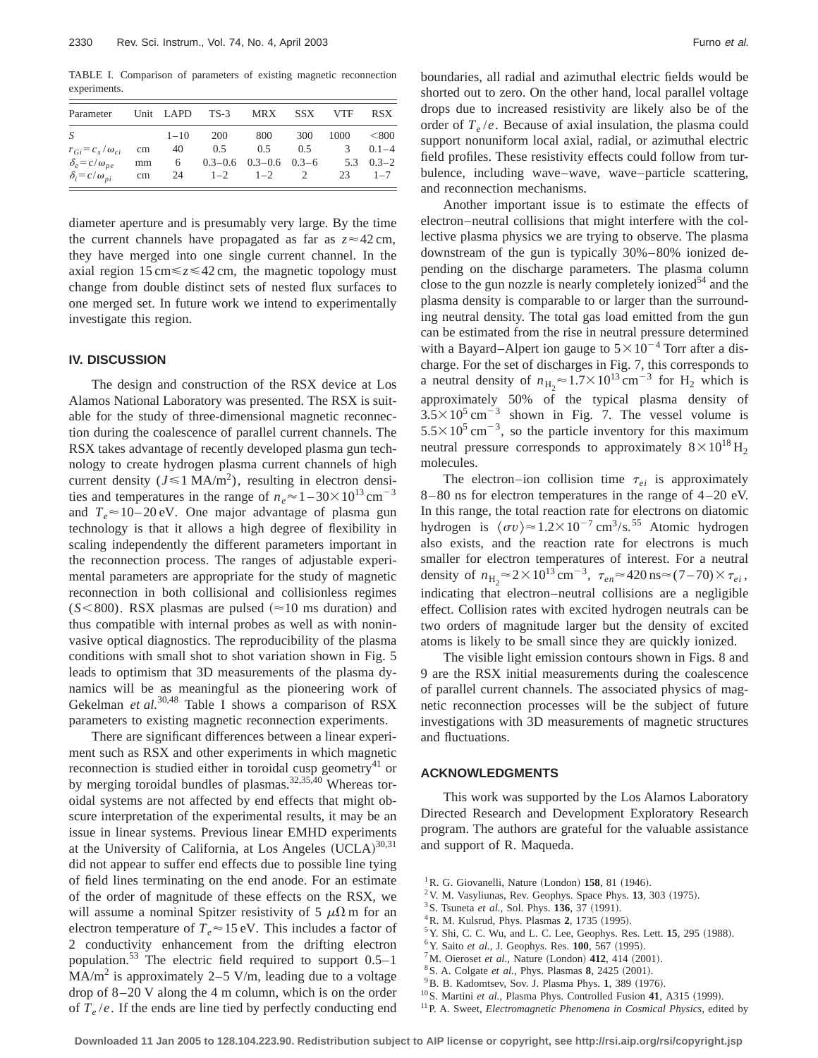TABLE I. Comparison of parameters of existing magnetic reconnection experiments.

| Parameter | Unit | LAPD | TS-3 | MRX | SSX | VTF | RSX |
|---|---|---|---|---|---|---|---|
| $S$ | | 1–10 | 200 | 800 | 300 | 1000 | <800 |
| $r_{Gi}=c_s/\omega_{ci}$ | cm | 40 | 0.5 | 0.5 | 0.5 | 3 | 0.1–4 |
| $\delta_e=c/\omega_{pe}$ | mm | 6 | 0.3–0.6 | 0.3–0.6 | 0.3–6 | 5.3 | 0.3–2 |
| $\delta_i=c/\omega_{pi}$ | cm | 24 | 1–2 | 1–2 | 2 | 23 | 1–7 |

diameter aperture and is presumably very large. By the time the current channels have propagated as far as $z\approx 42$ cm, they have merged into one single current channel. In the axial region 15 cm$\leq z \leq$42 cm, the magnetic topology must change from double distinct sets of nested flux surfaces to one merged set. In future work we intend to experimentally investigate this region.

## IV. DISCUSSION

The design and construction of the RSX device at Los Alamos National Laboratory was presented. The RSX is suitable for the study of three-dimensional magnetic reconnection during the coalescence of parallel current channels. The RSX takes advantage of recently developed plasma gun technology to create hydrogen plasma current channels of high current density ($J \leq 1$ MA/m$^2$), resulting in electron densities and temperatures in the range of $n_e \approx 1-30\times 10^{13}$ cm$^{-3}$ and $T_e \approx 10-20$ eV. One major advantage of plasma gun technology is that it allows a high degree of flexibility in scaling independently the different parameters important in the reconnection process. The ranges of adjustable experimental parameters are appropriate for the study of magnetic reconnection in both collisional and collisionless regimes ($S<800$). RSX plasmas are pulsed ($\approx$10 ms duration) and thus compatible with internal probes as well as with noninvasive optical diagnostics. The reproducibility of the plasma conditions with small shot to shot variation shown in Fig. 5 leads to optimism that 3D measurements of the plasma dynamics will be as meaningful as the pioneering work of Gekelman *et al.*[30,48] Table I shows a comparison of RSX parameters to existing magnetic reconnection experiments.

There are significant differences between a linear experiment such as RSX and other experiments in which magnetic reconnection is studied either in toroidal cusp geometry[41] or by merging toroidal bundles of plasmas.[32,35,40] Whereas toroidal systems are not affected by end effects that might obscure interpretation of the experimental results, it may be an issue in linear systems. Previous linear EMHD experiments at the University of California, at Los Angeles (UCLA)[30,31] did not appear to suffer end effects due to possible line tying of field lines terminating on the end anode. For an estimate of the order of magnitude of these effects on the RSX, we will assume a nominal Spitzer resistivity of 5 $\mu\Omega$ m for an electron temperature of $T_e \approx 15$ eV. This includes a factor of 2 conductivity enhancement from the drifting electron population.[53] The electric field required to support 0.5–1 MA/m$^2$ is approximately 2–5 V/m, leading due to a voltage drop of 8–20 V along the 4 m column, which is on the order of $T_e/e$. If the ends are line tied by perfectly conducting end boundaries, all radial and azimuthal electric fields would be shorted out to zero. On the other hand, local parallel voltage drops due to increased resistivity are likely also be of the order of $T_e/e$. Because of axial insulation, the plasma could support nonuniform local axial, radial, or azimuthal electric field profiles. These resistivity effects could follow from turbulence, including wave–wave, wave–particle scattering, and reconnection mechanisms.

Another important issue is to estimate the effects of electron–neutral collisions that might interfere with the collective plasma physics we are trying to observe. The plasma downstream of the gun is typically 30%–80% ionized depending on the discharge parameters. The plasma column close to the gun nozzle is nearly completely ionized[54] and the plasma density is comparable to or larger than the surrounding neutral density. The total gas load emitted from the gun can be estimated from the rise in neutral pressure determined with a Bayard–Alpert ion gauge to $5\times 10^{-4}$ Torr after a discharge. For the set of discharges in Fig. 7, this corresponds to a neutral density of $n_{H_2}\approx 1.7\times 10^{13}$ cm$^{-3}$ for $H_2$ which is approximately 50% of the typical plasma density of $3.5\times 10^{5}$ cm$^{-3}$ shown in Fig. 7. The vessel volume is $5.5\times 10^{5}$ cm$^{-3}$, so the particle inventory for this maximum neutral pressure corresponds to approximately $8\times 10^{18}$ $H_2$ molecules.

The electron–ion collision time $\tau_{ei}$ is approximately 8–80 ns for electron temperatures in the range of 4–20 eV. In this range, the total reaction rate for electrons on diatomic hydrogen is $\langle\sigma v\rangle \approx 1.2\times 10^{-7}$ cm$^3$/s.[55] Atomic hydrogen also exists, and the reaction rate for electrons is much smaller for electron temperatures of interest. For a neutral density of $n_{H_2}\approx 2\times 10^{13}$ cm$^{-3}$, $\tau_{en}\approx 420$ ns$\approx(7-70)\times\tau_{ei}$, indicating that electron–neutral collisions are a negligible effect. Collision rates with excited hydrogen neutrals can be two orders of magnitude larger but the density of excited atoms is likely to be small since they are quickly ionized.

The visible light emission contours shown in Figs. 8 and 9 are the RSX initial measurements during the coalescence of parallel current channels. The associated physics of magnetic reconnection processes will be the subject of future investigations with 3D measurements of magnetic structures and fluctuations.

## ACKNOWLEDGMENTS

This work was supported by the Los Alamos Laboratory Directed Research and Development Exploratory Research program. The authors are grateful for the valuable assistance and support of R. Maqueda.

[1] R. G. Giovanelli, Nature (London) **158**, 81 (1946).
[2] V. M. Vasyliunas, Rev. Geophys. Space Phys. **13**, 303 (1975).
[3] S. Tsuneta *et al.*, Sol. Phys. **136**, 37 (1991).
[4] R. M. Kulsrud, Phys. Plasmas **2**, 1735 (1995).
[5] Y. Shi, C. C. Wu, and L. C. Lee, Geophys. Res. Lett. **15**, 295 (1988).
[6] Y. Saito *et al.*, J. Geophys. Res. **100**, 567 (1995).
[7] M. Oieroset *et al.*, Nature (London) **412**, 414 (2001).
[8] S. A. Colgate *et al.*, Phys. Plasmas **8**, 2425 (2001).
[9] B. B. Kadomtsev, Sov. J. Plasma Phys. **1**, 389 (1976).
[10] S. Martini *et al.*, Plasma Phys. Controlled Fusion **41**, A315 (1999).
[11] P. A. Sweet, *Electromagnetic Phenomena in Cosmical Physics*, edited by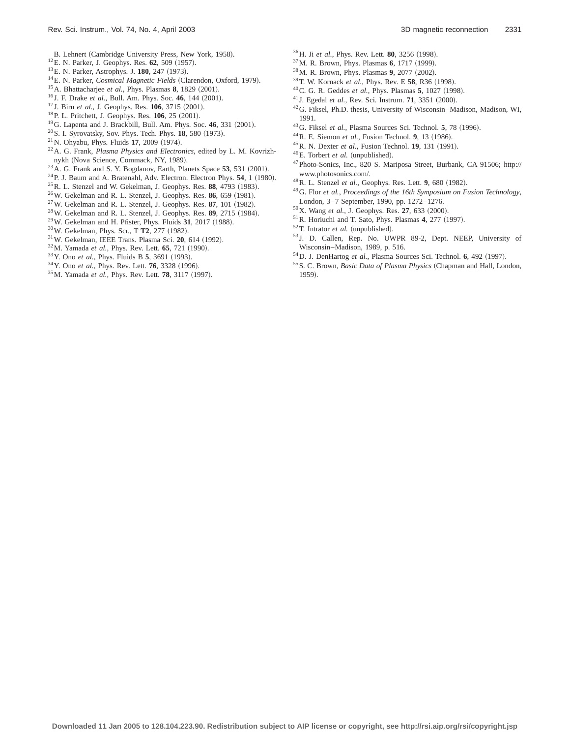B. Lehnert (Cambridge University Press, New York, 1958).

[12] E. N. Parker, J. Geophys. Res. **62**, 509 (1957).

[13] E. N. Parker, Astrophys. J. **180**, 247 (1973).

[14] E. N. Parker, *Cosmical Magnetic Fields* (Clarendon, Oxford, 1979).

[15] A. Bhattacharjee *et al.*, Phys. Plasmas **8**, 1829 (2001).

[16] J. F. Drake *et al.*, Bull. Am. Phys. Soc. **46**, 144 (2001).

[17] J. Birn *et al.*, J. Geophys. Res. **106**, 3715 (2001).

[18] P. L. Pritchett, J. Geophys. Res. **106**, 25 (2001).

[19] G. Lapenta and J. Brackbill, Bull. Am. Phys. Soc. **46**, 331 (2001).

[20] S. I. Syrovatsky, Sov. Phys. Tech. Phys. **18**, 580 (1973).

[21] N. Ohyabu, Phys. Fluids **17**, 2009 (1974).

[22] A. G. Frank, *Plasma Physics and Electronics*, edited by L. M. Kovrizhnykh (Nova Science, Commack, NY, 1989).

[23] A. G. Frank and S. Y. Bogdanov, Earth, Planets Space **53**, 531 (2001).

[24] P. J. Baum and A. Bratenahl, Adv. Electron. Electron Phys. **54**, 1 (1980).

[25] R. L. Stenzel and W. Gekelman, J. Geophys. Res. **88**, 4793 (1983).

[26] W. Gekelman and R. L. Stenzel, J. Geophys. Res. **86**, 659 (1981).

[27] W. Gekelman and R. L. Stenzel, J. Geophys. Res. **87**, 101 (1982).

[28] W. Gekelman and R. L. Stenzel, J. Geophys. Res. **89**, 2715 (1984).

[29] W. Gekelman and H. Pfister, Phys. Fluids **31**, 2017 (1988).

[30] W. Gekelman, Phys. Scr., T **T2**, 277 (1982).

[31] W. Gekelman, IEEE Trans. Plasma Sci. **20**, 614 (1992).

[32] M. Yamada *et al.*, Phys. Rev. Lett. **65**, 721 (1990).

[33] Y. Ono *et al.*, Phys. Fluids B **5**, 3691 (1993).

[34] Y. Ono *et al.*, Phys. Rev. Lett. **76**, 3328 (1996).

[35] M. Yamada *et al.*, Phys. Rev. Lett. **78**, 3117 (1997).

[36] H. Ji *et al.*, Phys. Rev. Lett. **80**, 3256 (1998).

[37] M. R. Brown, Phys. Plasmas **6**, 1717 (1999).

[38] M. R. Brown, Phys. Plasmas **9**, 2077 (2002).

[39] T. W. Kornack *et al.*, Phys. Rev. E **58**, R36 (1998).

[40] C. G. R. Geddes *et al.*, Phys. Plasmas **5**, 1027 (1998).

[41] J. Egedal *et al.*, Rev. Sci. Instrum. **71**, 3351 (2000).

[42] G. Fiksel, Ph.D. thesis, University of Wisconsin–Madison, Madison, WI, 1991.

[43] G. Fiksel *et al.*, Plasma Sources Sci. Technol. **5**, 78 (1996).

[44] R. E. Siemon *et al.*, Fusion Technol. **9**, 13 (1986).

[45] R. N. Dexter *et al.*, Fusion Technol. **19**, 131 (1991).

[46] E. Torbert *et al.* (unpublished).

[47] Photo-Sonics, Inc., 820 S. Mariposa Street, Burbank, CA 91506; http://www.photosonics.com/.

[48] R. L. Stenzel *et al.*, Geophys. Res. Lett. **9**, 680 (1982).

[49] G. Flor *et al.*, *Proceedings of the 16th Symposium on Fusion Technology*, London, 3–7 September, 1990, pp. 1272–1276.

[50] X. Wang *et al.*, J. Geophys. Res. **27**, 633 (2000).

[51] R. Horiuchi and T. Sato, Phys. Plasmas **4**, 277 (1997).

[52] T. Intrator *et al.* (unpublished).

[53] J. D. Callen, Rep. No. UWPR 89-2, Dept. NEEP, University of Wisconsin–Madison, 1989, p. 516.

[54] D. J. DenHartog *et al.*, Plasma Sources Sci. Technol. **6**, 492 (1997).

[55] S. C. Brown, *Basic Data of Plasma Physics* (Chapman and Hall, London, 1959).